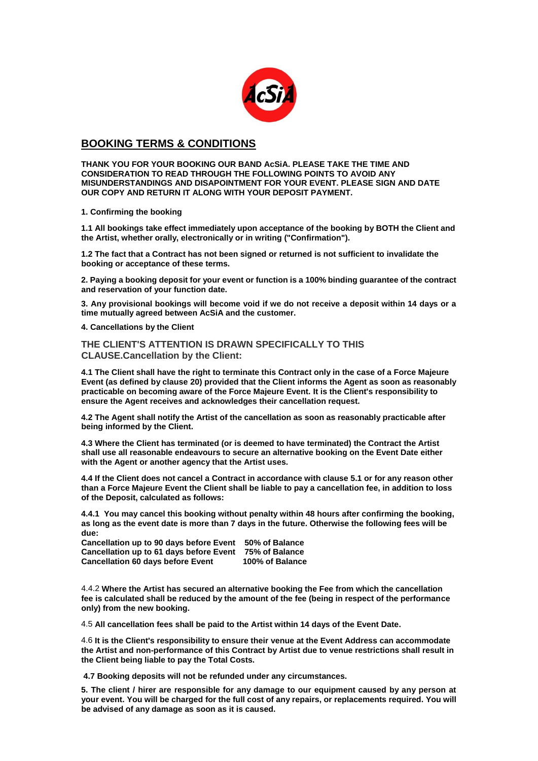## BOOKING TERMS & CONDITIONS

**THANK YOU FOR YOUR BOOKING OUR BAND AcSiA. PLEASE TAKE THE TIME AND CONSIDERATION TO READ THROUGH THE FOLLOWING POINTS TO AVOID ANY MISUNDERSTANDINGS AND DISAPOINTMENT FOR YOUR EVENT. PLEASE SIGN AND DATE OUR COPY AND RETURN IT ALONG WITH YOUR DEPOSIT PAYMENT.**

**1. Confirming the booking**

**1.1 All bookings take effect immediately upon acceptance of the booking by BOTH the Client and the Artist, whether orally, electronically or in writing ("Confirmation").**

**1.2 The fact that a Contract has not been signed or returned is not sufficient to invalidate the booking or acceptance of these terms.**

**2. Paying a booking deposit for your event or function is a 100% binding guarantee of the contract and reservation of your function date.**

**3. Any provisional bookings will become void if we do not receive a deposit within 14 days or a time mutually agreed between AcSiA and the customer.**

**4. Cancellations by the Client**

**THE CLIENT'S ATTENTION IS DRAWN SPECIFICALLY TO THIS CLAUSE.Cancellation by the Client:**

**4.1 The Client shall have the right to terminate this Contract only in the case of a Force Majeure Event (as defined by clause 20) provided that the Client informs the Agent as soon as reasonably practicable on becoming aware of the Force Majeure Event. It is the Client's responsibility to ensure the Agent receives and acknowledges their cancellation request.**

**4.2 The Agent shall notify the Artist of the cancellation as soon as reasonably practicable after being informed by the Client.**

**4.3 Where the Client has terminated (or is deemed to have terminated) the Contract the Artist shall use all reasonable endeavours to secure an alternative booking on the Event Date either with the Agent or another agency that the Artist uses.**

**4.4 If the Client does not cancel a Contract in accordance with clause 5.1 or for any reason other than a Force Majeure Event the Client shall be liable to pay a cancellation fee, in addition to loss of the Deposit, calculated as follows:**

**4.4.1 You may cancel this booking without penalty within 48 hours after confirming the booking, as long as the event date is more than 7 days in the future. Otherwise the following fees will be due:**

| | |
|---|---|
| **Cancellation up to 90 days before Event** | **50% of Balance** |
| **Cancellation up to 61 days before Event** | **75% of Balance** |
| **Cancellation 60 days before Event** | **100% of Balance** |

4.4.2 **Where the Artist has secured an alternative booking the Fee from which the cancellation fee is calculated shall be reduced by the amount of the fee (being in respect of the performance only) from the new booking.**

4.5 **All cancellation fees shall be paid to the Artist within 14 days of the Event Date.**

4.6 **It is the Client's responsibility to ensure their venue at the Event Address can accommodate the Artist and non-performance of this Contract by Artist due to venue restrictions shall result in the Client being liable to pay the Total Costs.**

**4.7 Booking deposits will not be refunded under any circumstances.**

**5. The client / hirer are responsible for any damage to our equipment caused by any person at your event. You will be charged for the full cost of any repairs, or replacements required. You will be advised of any damage as soon as it is caused.**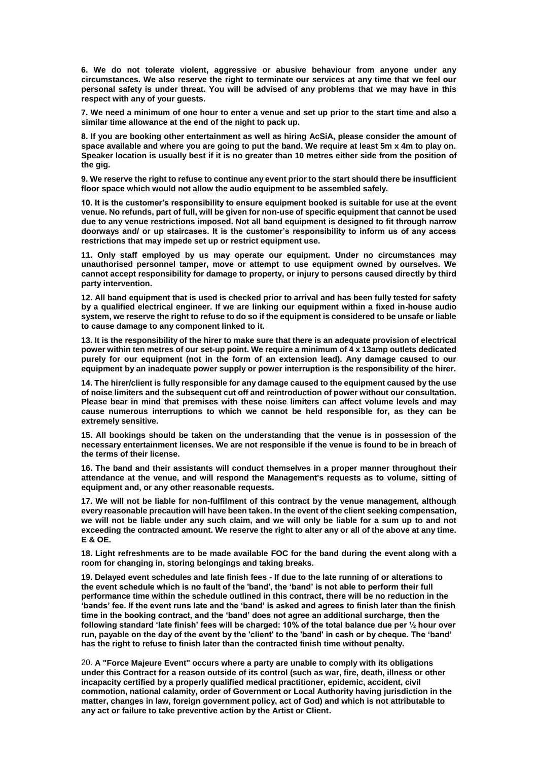**6. We do not tolerate violent, aggressive or abusive behaviour from anyone under any circumstances. We also reserve the right to terminate our services at any time that we feel our personal safety is under threat. You will be advised of any problems that we may have in this respect with any of your guests.**

**7. We need a minimum of one hour to enter a venue and set up prior to the start time and also a similar time allowance at the end of the night to pack up.**

**8. If you are booking other entertainment as well as hiring AcSiA, please consider the amount of space available and where you are going to put the band. We require at least 5m x 4m to play on. Speaker location is usually best if it is no greater than 10 metres either side from the position of the gig.**

**9. We reserve the right to refuse to continue any event prior to the start should there be insufficient floor space which would not allow the audio equipment to be assembled safely.**

**10. It is the customer's responsibility to ensure equipment booked is suitable for use at the event venue. No refunds, part of full, will be given for non-use of specific equipment that cannot be used due to any venue restrictions imposed. Not all band equipment is designed to fit through narrow doorways and/ or up staircases. It is the customer's responsibility to inform us of any access restrictions that may impede set up or restrict equipment use.**

**11. Only staff employed by us may operate our equipment. Under no circumstances may unauthorised personnel tamper, move or attempt to use equipment owned by ourselves. We cannot accept responsibility for damage to property, or injury to persons caused directly by third party intervention.**

**12. All band equipment that is used is checked prior to arrival and has been fully tested for safety by a qualified electrical engineer. If we are linking our equipment within a fixed in-house audio system, we reserve the right to refuse to do so if the equipment is considered to be unsafe or liable to cause damage to any component linked to it.**

**13. It is the responsibility of the hirer to make sure that there is an adequate provision of electrical power within ten metres of our set-up point. We require a minimum of 4 x 13amp outlets dedicated purely for our equipment (not in the form of an extension lead). Any damage caused to our equipment by an inadequate power supply or power interruption is the responsibility of the hirer.**

**14. The hirer/client is fully responsible for any damage caused to the equipment caused by the use of noise limiters and the subsequent cut off and reintroduction of power without our consultation. Please bear in mind that premises with these noise limiters can affect volume levels and may cause numerous interruptions to which we cannot be held responsible for, as they can be extremely sensitive.**

**15. All bookings should be taken on the understanding that the venue is in possession of the necessary entertainment licenses. We are not responsible if the venue is found to be in breach of the terms of their license.**

**16. The band and their assistants will conduct themselves in a proper manner throughout their attendance at the venue, and will respond the Management's requests as to volume, sitting of equipment and, or any other reasonable requests.**

**17. We will not be liable for non-fulfilment of this contract by the venue management, although every reasonable precaution will have been taken. In the event of the client seeking compensation, we will not be liable under any such claim, and we will only be liable for a sum up to and not exceeding the contracted amount. We reserve the right to alter any or all of the above at any time. E & OE.**

**18. Light refreshments are to be made available FOC for the band during the event along with a room for changing in, storing belongings and taking breaks.**

**19. Delayed event schedules and late finish fees - If due to the late running of or alterations to the event schedule which is no fault of the 'band', the 'band' is not able to perform their full performance time within the schedule outlined in this contract, there will be no reduction in the 'bands' fee. If the event runs late and the 'band' is asked and agrees to finish later than the finish time in the booking contract, and the 'band' does not agree an additional surcharge, then the following standard 'late finish' fees will be charged: 10% of the total balance due per ½ hour over run, payable on the day of the event by the 'client' to the 'band' in cash or by cheque. The 'band' has the right to refuse to finish later than the contracted finish time without penalty.**

20. **A "Force Majeure Event" occurs where a party are unable to comply with its obligations under this Contract for a reason outside of its control (such as war, fire, death, illness or other incapacity certified by a properly qualified medical practitioner, epidemic, accident, civil commotion, national calamity, order of Government or Local Authority having jurisdiction in the matter, changes in law, foreign government policy, act of God) and which is not attributable to any act or failure to take preventive action by the Artist or Client.**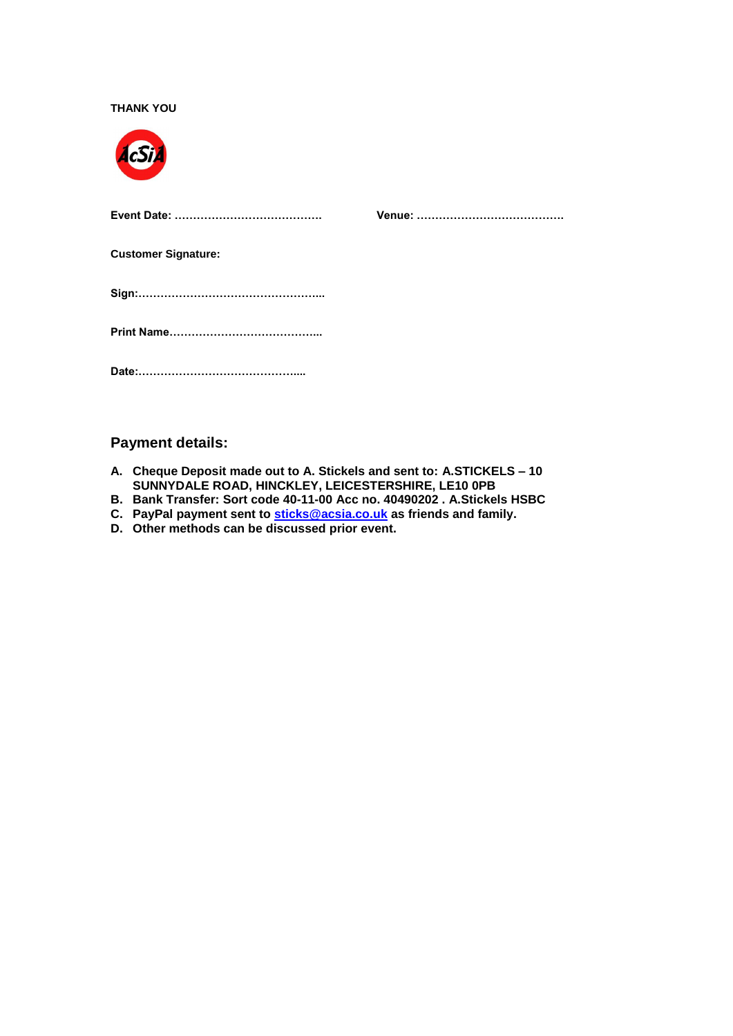**THANK YOU**

**Event Date: …………………………………** **Venue: …………………………………**

**Customer Signature:**

**Sign:…………………………………………...**

**Print Name…………………………………..**

**Date:……………………………………...**

## Payment details:

A. **Cheque Deposit made out to A. Stickels and sent to: A.STICKELS – 10 SUNNYDALE ROAD, HINCKLEY, LEICESTERSHIRE, LE10 0PB**
B. **Bank Transfer: Sort code 40-11-00 Acc no. 40490202 . A.Stickels HSBC**
C. **PayPal payment sent to sticks@acsia.co.uk as friends and family.**
D. **Other methods can be discussed prior event.**